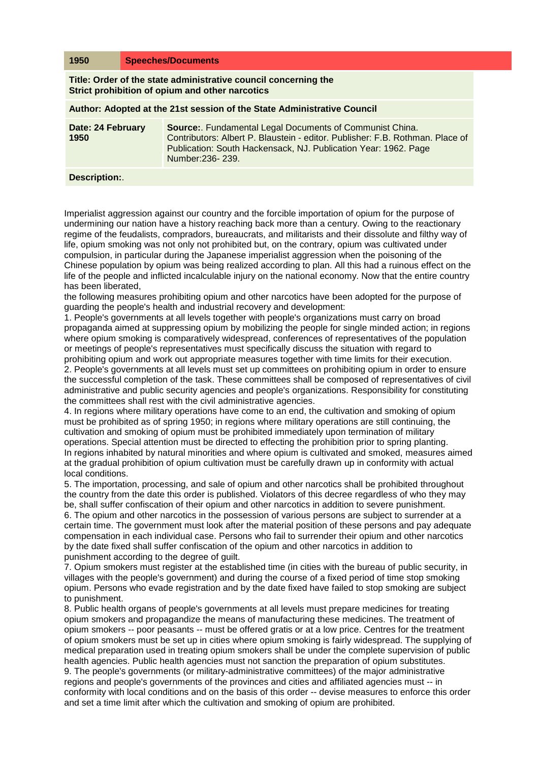| 1950 | Speeches/Documents |
|---|---|

**Title: Order of the state administrative council concerning the Strict prohibition of opium and other narcotics**

**Author: Adopted at the 21st session of the State Administrative Council**

| **Date: 24 February 1950** | **Source:**. Fundamental Legal Documents of Communist China. Contributors: Albert P. Blaustein - editor. Publisher: F.B. Rothman. Place of Publication: South Hackensack, NJ. Publication Year: 1962. Page Number:236- 239. |
|---|---|

**Description:**.

Imperialist aggression against our country and the forcible importation of opium for the purpose of undermining our nation have a history reaching back more than a century. Owing to the reactionary regime of the feudalists, compradors, bureaucrats, and militarists and their dissolute and filthy way of life, opium smoking was not only not prohibited but, on the contrary, opium was cultivated under compulsion, in particular during the Japanese imperialist aggression when the poisoning of the Chinese population by opium was being realized according to plan. All this had a ruinous effect on the life of the people and inflicted incalculable injury on the national economy. Now that the entire country has been liberated,

the following measures prohibiting opium and other narcotics have been adopted for the purpose of guarding the people's health and industrial recovery and development:

1. People's governments at all levels together with people's organizations must carry on broad propaganda aimed at suppressing opium by mobilizing the people for single minded action; in regions where opium smoking is comparatively widespread, conferences of representatives of the population or meetings of people's representatives must specifically discuss the situation with regard to prohibiting opium and work out appropriate measures together with time limits for their execution.
2. People's governments at all levels must set up committees on prohibiting opium in order to ensure the successful completion of the task. These committees shall be composed of representatives of civil administrative and public security agencies and people's organizations. Responsibility for constituting the committees shall rest with the civil administrative agencies.
4. In regions where military operations have come to an end, the cultivation and smoking of opium must be prohibited as of spring 1950; in regions where military operations are still continuing, the cultivation and smoking of opium must be prohibited immediately upon termination of military operations. Special attention must be directed to effecting the prohibition prior to spring planting. In regions inhabited by natural minorities and where opium is cultivated and smoked, measures aimed at the gradual prohibition of opium cultivation must be carefully drawn up in conformity with actual local conditions.
5. The importation, processing, and sale of opium and other narcotics shall be prohibited throughout the country from the date this order is published. Violators of this decree regardless of who they may be, shall suffer confiscation of their opium and other narcotics in addition to severe punishment.
6. The opium and other narcotics in the possession of various persons are subject to surrender at a certain time. The government must look after the material position of these persons and pay adequate compensation in each individual case. Persons who fail to surrender their opium and other narcotics by the date fixed shall suffer confiscation of the opium and other narcotics in addition to punishment according to the degree of guilt.
7. Opium smokers must register at the established time (in cities with the bureau of public security, in villages with the people's government) and during the course of a fixed period of time stop smoking opium. Persons who evade registration and by the date fixed have failed to stop smoking are subject to punishment.
8. Public health organs of people's governments at all levels must prepare medicines for treating opium smokers and propagandize the means of manufacturing these medicines. The treatment of opium smokers -- poor peasants -- must be offered gratis or at a low price. Centres for the treatment of opium smokers must be set up in cities where opium smoking is fairly widespread. The supplying of medical preparation used in treating opium smokers shall be under the complete supervision of public health agencies. Public health agencies must not sanction the preparation of opium substitutes.
9. The people's governments (or military-administrative committees) of the major administrative regions and people's governments of the provinces and cities and affiliated agencies must -- in conformity with local conditions and on the basis of this order -- devise measures to enforce this order and set a time limit after which the cultivation and smoking of opium are prohibited.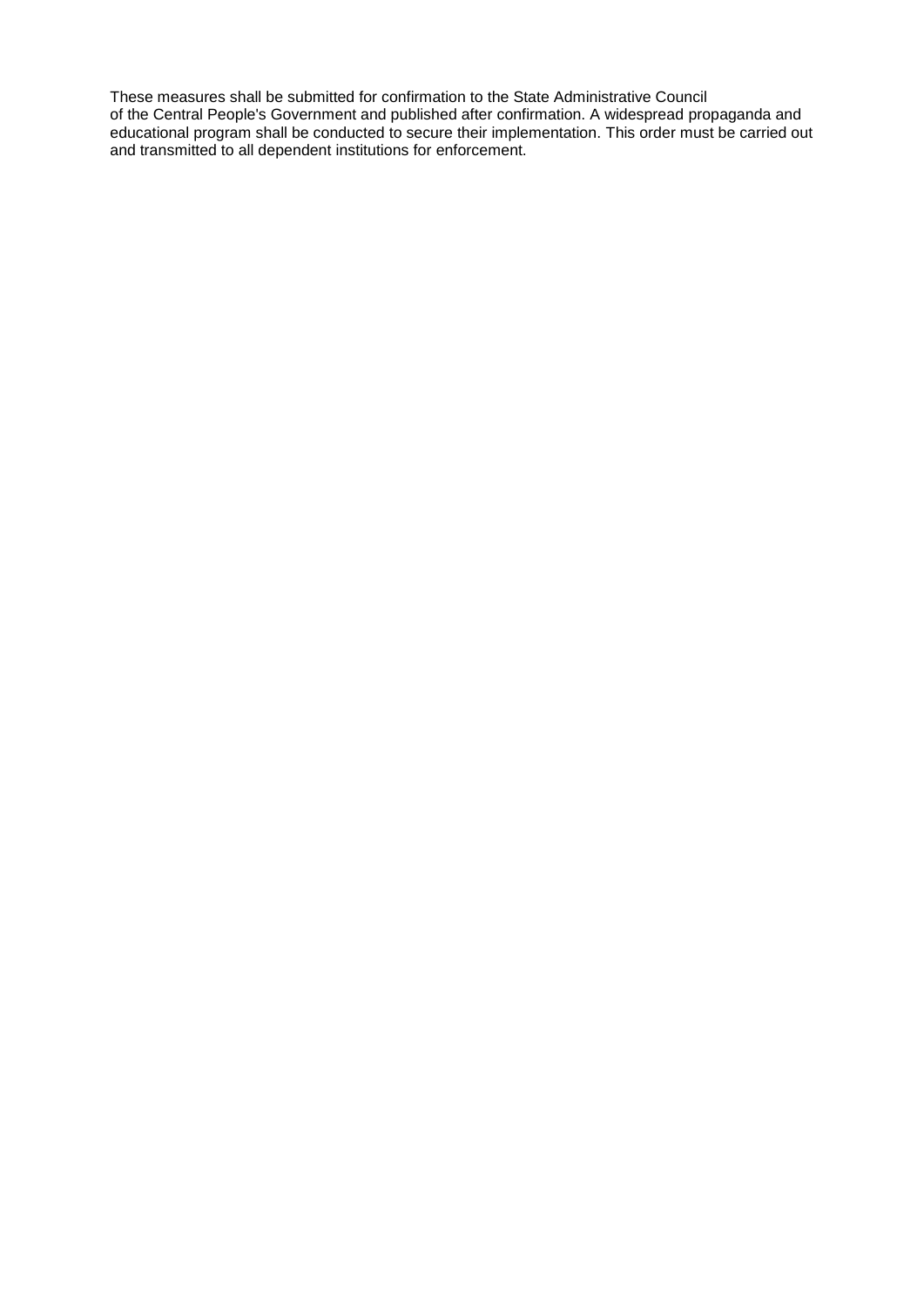These measures shall be submitted for confirmation to the State Administrative Council of the Central People's Government and published after confirmation. A widespread propaganda and educational program shall be conducted to secure their implementation. This order must be carried out and transmitted to all dependent institutions for enforcement.